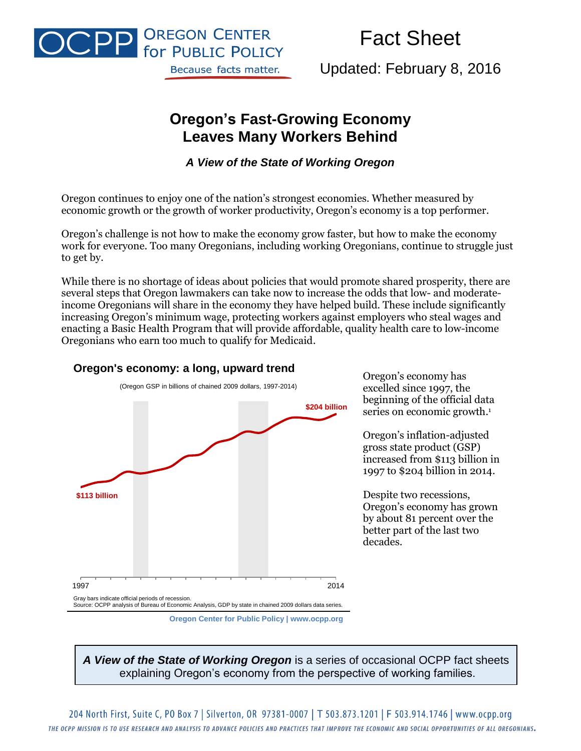Fact Sheet

Updated: February 8, 2016

# Oregon's Fast-Growing Economy Leaves Many Workers Behind

***A View of the State of Working Oregon***

Oregon continues to enjoy one of the nation's strongest economies. Whether measured by economic growth or the growth of worker productivity, Oregon's economy is a top performer.

Oregon's challenge is not how to make the economy grow faster, but how to make the economy work for everyone. Too many Oregonians, including working Oregonians, continue to struggle just to get by.

While there is no shortage of ideas about policies that would promote shared prosperity, there are several steps that Oregon lawmakers can take now to increase the odds that low- and moderate-income Oregonians will share in the economy they have helped build. These include significantly increasing Oregon's minimum wage, protecting workers against employers who steal wages and enacting a Basic Health Program that will provide affordable, quality health care to low-income Oregonians who earn too much to qualify for Medicaid.

**Oregon's economy: a long, upward trend**

(Oregon GSP in billions of chained 2009 dollars, 1997-2014)

$113 billion (1997) — $204 billion (2014)

Gray bars indicate official periods of recession.
Source: OCPP analysis of Bureau of Economic Analysis, GDP by state in chained 2009 dollars data series.

Oregon Center for Public Policy | www.ocpp.org

Oregon's economy has excelled since 1997, the beginning of the official data series on economic growth.[1]

Oregon's inflation-adjusted gross state product (GSP) increased from $113 billion in 1997 to $204 billion in 2014.

Despite two recessions, Oregon's economy has grown by about 81 percent over the better part of the last two decades.

***A View of the State of Working Oregon*** is a series of occasional OCPP fact sheets explaining Oregon's economy from the perspective of working families.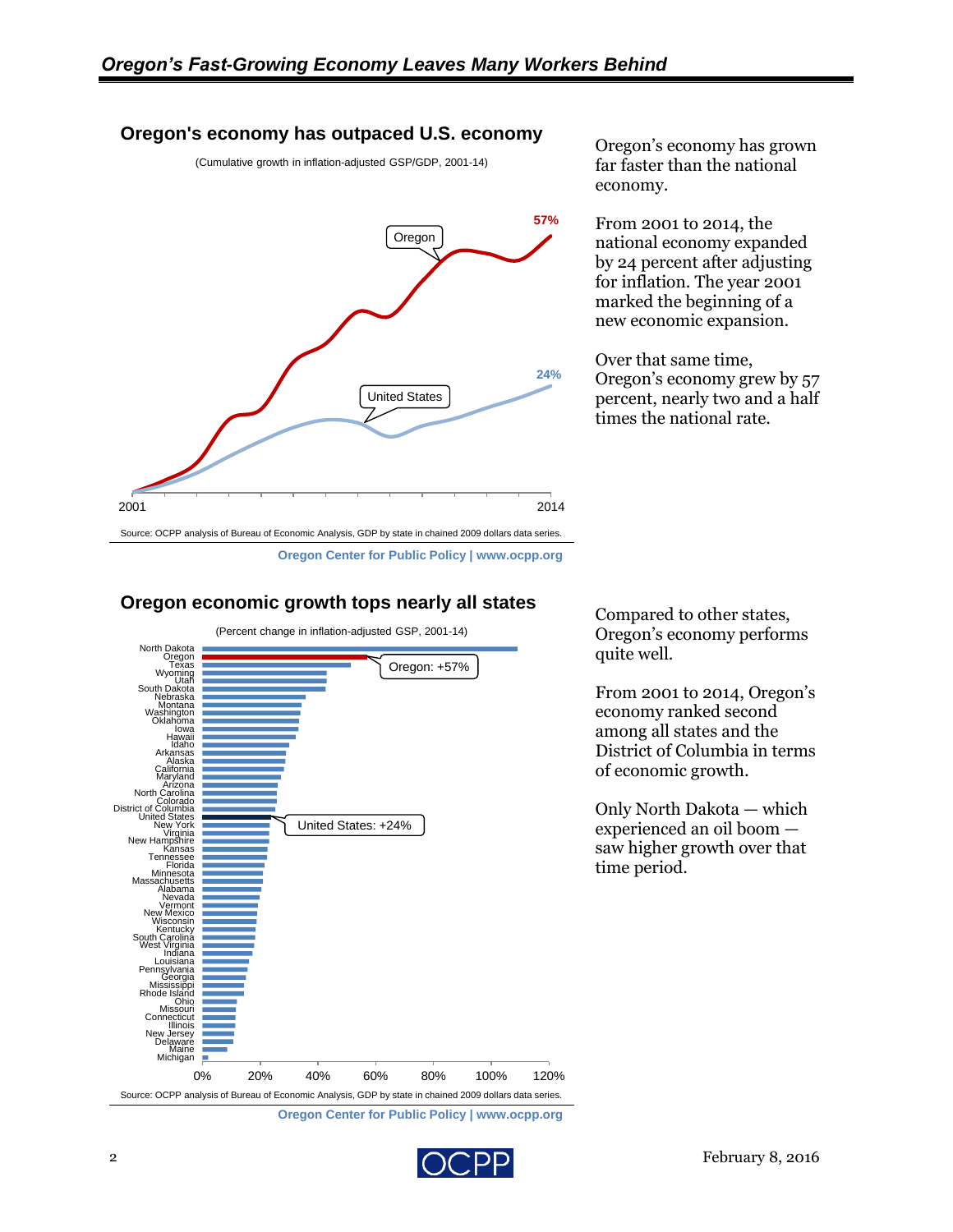## Oregon's economy has outpaced U.S. economy

(Cumulative growth in inflation-adjusted GSP/GDP, 2001-14)

Oregon 57%

United States 24%

2001 — 2014

Source: OCPP analysis of Bureau of Economic Analysis, GDP by state in chained 2009 dollars data series.

**Oregon Center for Public Policy | www.ocpp.org**

Oregon's economy has grown far faster than the national economy.

From 2001 to 2014, the national economy expanded by 24 percent after adjusting for inflation. The year 2001 marked the beginning of a new economic expansion.

Over that same time, Oregon's economy grew by 57 percent, nearly two and a half times the national rate.

## Oregon economic growth tops nearly all states

(Percent change in inflation-adjusted GSP, 2001-14)

North Dakota, Oregon (Oregon: +57%), Texas, Wyoming, Utah, South Dakota, Nebraska, Montana, Washington, Oklahoma, Iowa, Hawaii, Idaho, Arkansas, Alaska, California, Maryland, Arizona, North Carolina, Colorado, District of Columbia, United States (United States: +24%), New York, Virginia, New Hampshire, Kansas, Tennessee, Florida, Minnesota, Massachusetts, Alabama, Nevada, Vermont, New Mexico, Wisconsin, Kentucky, South Carolina, West Virginia, Indiana, Louisiana, Pennsylvania, Georgia, Mississippi, Rhode Island, Ohio, Missouri, Connecticut, Illinois, New Jersey, Delaware, Maine, Michigan

0% 20% 40% 60% 80% 100% 120%

Source: OCPP analysis of Bureau of Economic Analysis, GDP by state in chained 2009 dollars data series.

**Oregon Center for Public Policy | www.ocpp.org**

Compared to other states, Oregon's economy performs quite well.

From 2001 to 2014, Oregon's economy ranked second among all states and the District of Columbia in terms of economic growth.

Only North Dakota — which experienced an oil boom — saw higher growth over that time period.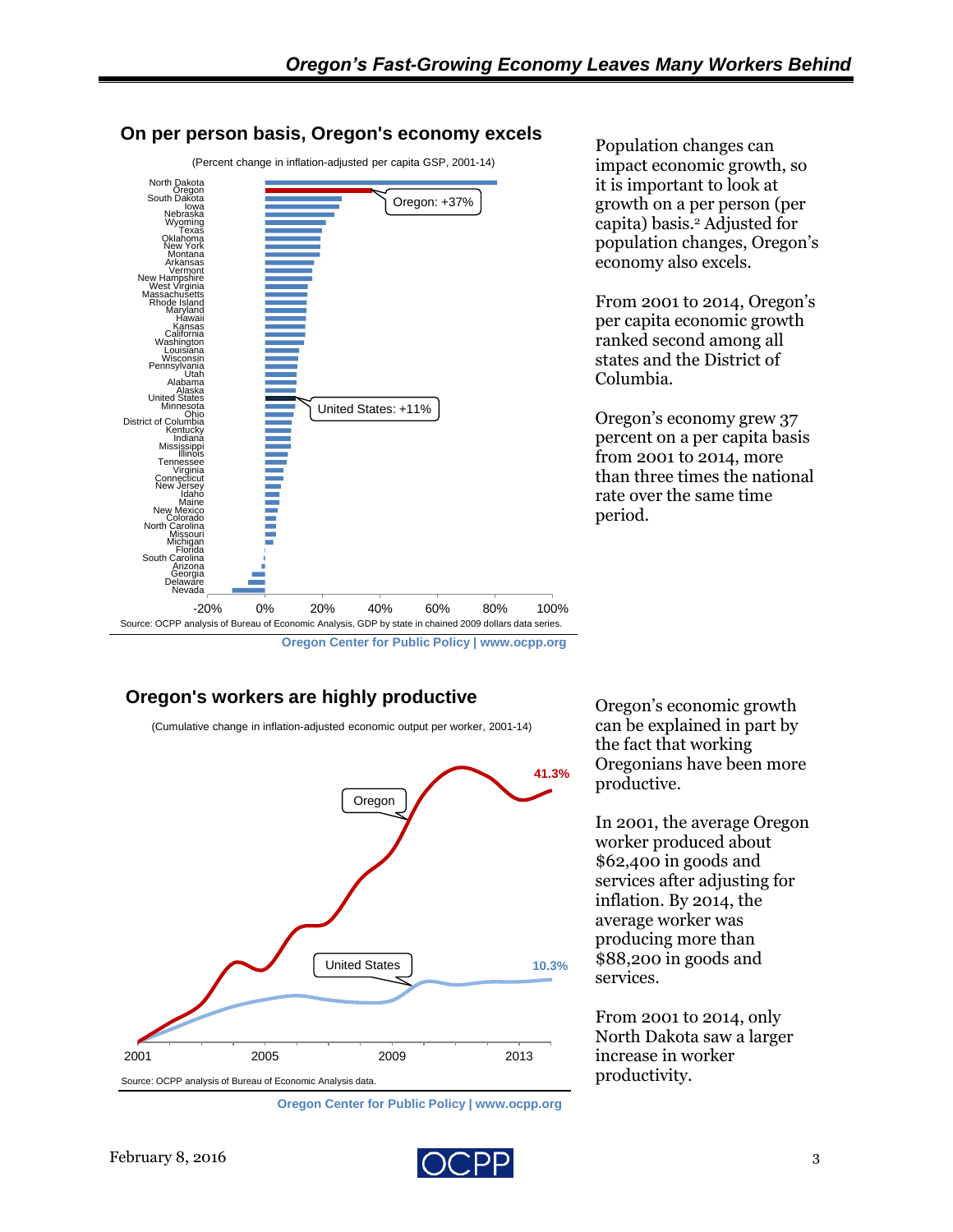## On per person basis, Oregon's economy excels

(Percent change in inflation-adjusted per capita GSP, 2001-14)

North Dakota, Oregon, South Dakota, Iowa, Nebraska, Wyoming, Texas, Oklahoma, New York, Montana, Arkansas, Vermont, New Hampshire, West Virginia, Massachusetts, Rhode Island, Maryland, Hawaii, Kansas, California, Washington, Louisiana, Wisconsin, Pennsylvania, Utah, Alabama, Alaska, United States, Minnesota, Ohio, District of Columbia, Kentucky, Indiana, Mississippi, Illinois, Tennessee, Virginia, Connecticut, New Jersey, Idaho, Maine, New Mexico, Colorado, North Carolina, Missouri, Michigan, Florida, South Carolina, Arizona, Georgia, Delaware, Nevada

Oregon: +37%

United States: +11%

-20% 0% 20% 40% 60% 80% 100%

Source: OCPP analysis of Bureau of Economic Analysis, GDP by state in chained 2009 dollars data series.

Oregon Center for Public Policy | www.ocpp.org

Population changes can impact economic growth, so it is important to look at growth on a per person (per capita) basis.[2] Adjusted for population changes, Oregon's economy also excels.

From 2001 to 2014, Oregon's per capita economic growth ranked second among all states and the District of Columbia.

Oregon's economy grew 37 percent on a per capita basis from 2001 to 2014, more than three times the national rate over the same time period.

## Oregon's workers are highly productive

(Cumulative change in inflation-adjusted economic output per worker, 2001-14)

Oregon 41.3%

United States 10.3%

2001 2005 2009 2013

Source: OCPP analysis of Bureau of Economic Analysis data.

Oregon Center for Public Policy | www.ocpp.org

Oregon's economic growth can be explained in part by the fact that working Oregonians have been more productive.

In 2001, the average Oregon worker produced about $62,400 in goods and services after adjusting for inflation. By 2014, the average worker was producing more than $88,200 in goods and services.

From 2001 to 2014, only North Dakota saw a larger increase in worker productivity.

February 8, 2016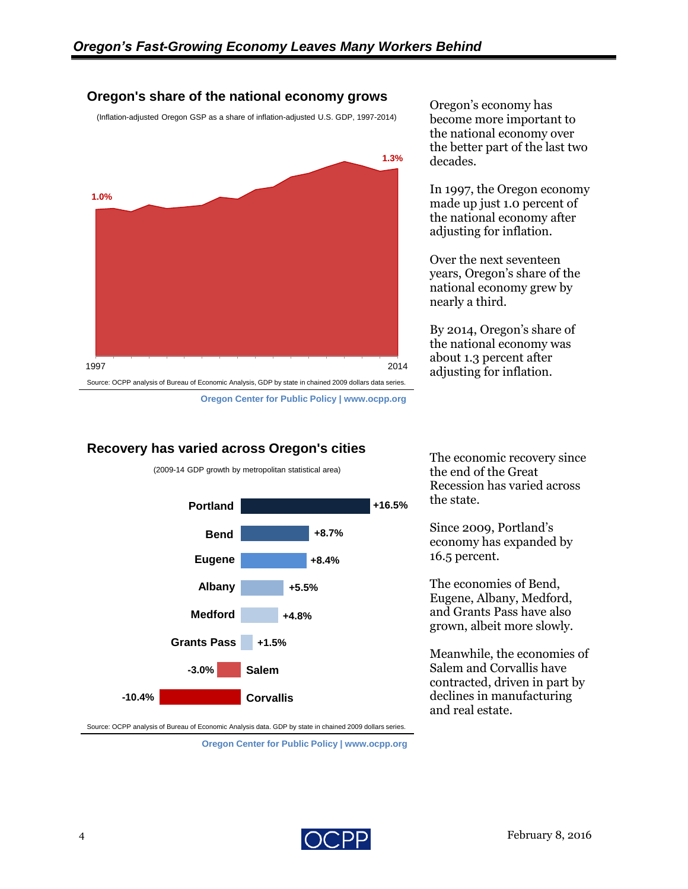## Oregon's share of the national economy grows

(Inflation-adjusted Oregon GSP as a share of inflation-adjusted U.S. GDP, 1997-2014)

1.0%

1.3%

1997

2014

Source: OCPP analysis of Bureau of Economic Analysis, GDP by state in chained 2009 dollars data series.

Oregon Center for Public Policy | www.ocpp.org

Oregon's economy has become more important to the national economy over the better part of the last two decades.

In 1997, the Oregon economy made up just 1.0 percent of the national economy after adjusting for inflation.

Over the next seventeen years, Oregon's share of the national economy grew by nearly a third.

By 2014, Oregon's share of the national economy was about 1.3 percent after adjusting for inflation.

## Recovery has varied across Oregon's cities

(2009-14 GDP growth by metropolitan statistical area)

| Metropolitan area | GDP growth |
|---|---|
| Portland | +16.5% |
| Bend | +8.7% |
| Eugene | +8.4% |
| Albany | +5.5% |
| Medford | +4.8% |
| Grants Pass | +1.5% |
| Salem | -3.0% |
| Corvallis | -10.4% |

Source: OCPP analysis of Bureau of Economic Analysis data. GDP by state in chained 2009 dollars series.

Oregon Center for Public Policy | www.ocpp.org

The economic recovery since the end of the Great Recession has varied across the state.

Since 2009, Portland's economy has expanded by 16.5 percent.

The economies of Bend, Eugene, Albany, Medford, and Grants Pass have also grown, albeit more slowly.

Meanwhile, the economies of Salem and Corvallis have contracted, driven in part by declines in manufacturing and real estate.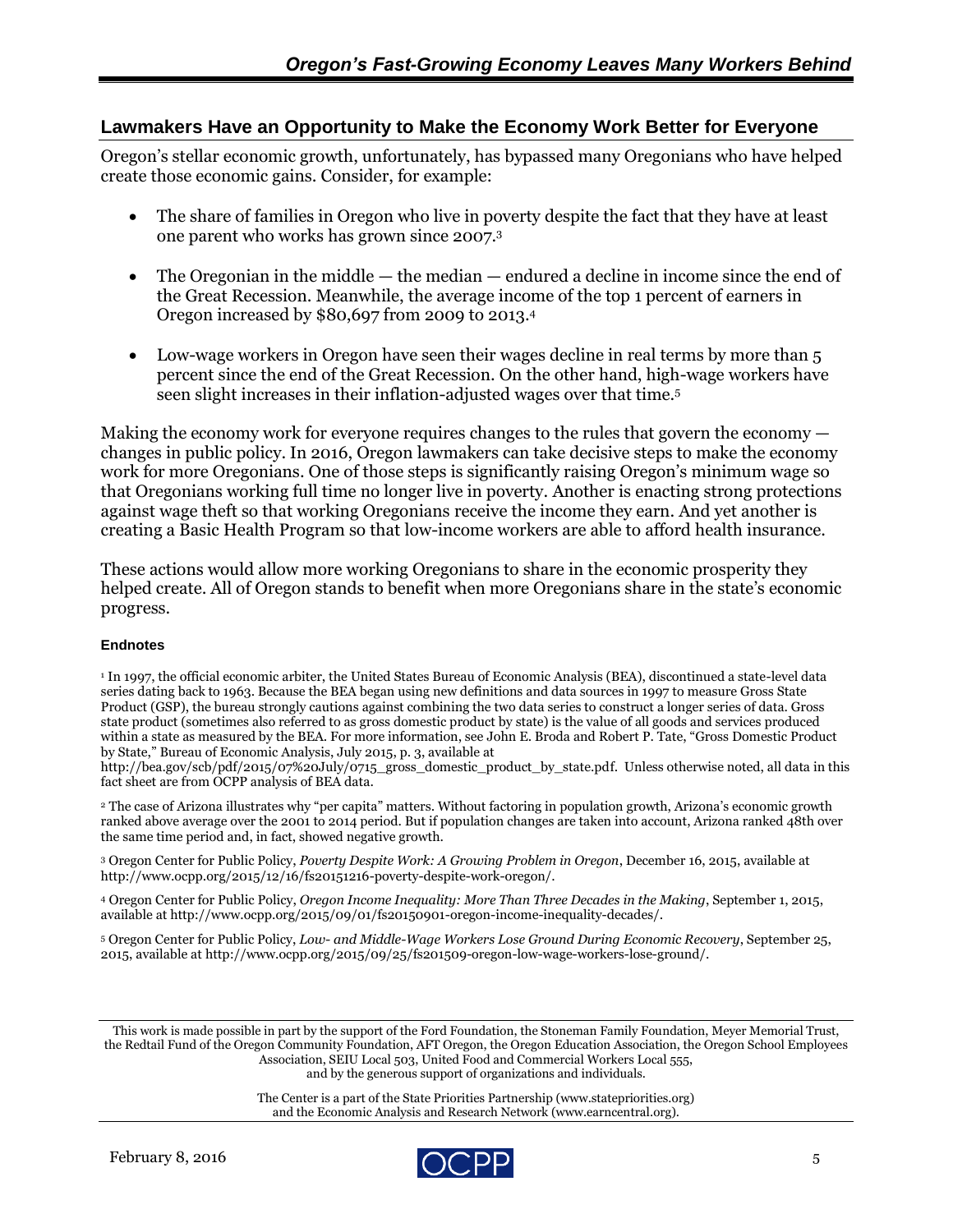## Lawmakers Have an Opportunity to Make the Economy Work Better for Everyone

Oregon's stellar economic growth, unfortunately, has bypassed many Oregonians who have helped create those economic gains. Consider, for example:

- The share of families in Oregon who live in poverty despite the fact that they have at least one parent who works has grown since 2007.[3]
- The Oregonian in the middle — the median — endured a decline in income since the end of the Great Recession. Meanwhile, the average income of the top 1 percent of earners in Oregon increased by $80,697 from 2009 to 2013.[4]
- Low-wage workers in Oregon have seen their wages decline in real terms by more than 5 percent since the end of the Great Recession. On the other hand, high-wage workers have seen slight increases in their inflation-adjusted wages over that time.[5]

Making the economy work for everyone requires changes to the rules that govern the economy — changes in public policy. In 2016, Oregon lawmakers can take decisive steps to make the economy work for more Oregonians. One of those steps is significantly raising Oregon's minimum wage so that Oregonians working full time no longer live in poverty. Another is enacting strong protections against wage theft so that working Oregonians receive the income they earn. And yet another is creating a Basic Health Program so that low-income workers are able to afford health insurance.

These actions would allow more working Oregonians to share in the economic prosperity they helped create. All of Oregon stands to benefit when more Oregonians share in the state's economic progress.

#### Endnotes

[1] In 1997, the official economic arbiter, the United States Bureau of Economic Analysis (BEA), discontinued a state-level data series dating back to 1963. Because the BEA began using new definitions and data sources in 1997 to measure Gross State Product (GSP), the bureau strongly cautions against combining the two data series to construct a longer series of data. Gross state product (sometimes also referred to as gross domestic product by state) is the value of all goods and services produced within a state as measured by the BEA. For more information, see John E. Broda and Robert P. Tate, "Gross Domestic Product by State," Bureau of Economic Analysis, July 2015, p. 3, available at http://bea.gov/scb/pdf/2015/07%20July/0715_gross_domestic_product_by_state.pdf. Unless otherwise noted, all data in this fact sheet are from OCPP analysis of BEA data.

[2] The case of Arizona illustrates why "per capita" matters. Without factoring in population growth, Arizona's economic growth ranked above average over the 2001 to 2014 period. But if population changes are taken into account, Arizona ranked 48th over the same time period and, in fact, showed negative growth.

[3] Oregon Center for Public Policy, *Poverty Despite Work: A Growing Problem in Oregon*, December 16, 2015, available at http://www.ocpp.org/2015/12/16/fs20151216-poverty-despite-work-oregon/.

[4] Oregon Center for Public Policy, *Oregon Income Inequality: More Than Three Decades in the Making*, September 1, 2015, available at http://www.ocpp.org/2015/09/01/fs20150901-oregon-income-inequality-decades/.

[5] Oregon Center for Public Policy, *Low- and Middle-Wage Workers Lose Ground During Economic Recovery*, September 25, 2015, available at http://www.ocpp.org/2015/09/25/fs201509-oregon-low-wage-workers-lose-ground/.

This work is made possible in part by the support of the Ford Foundation, the Stoneman Family Foundation, Meyer Memorial Trust, the Redtail Fund of the Oregon Community Foundation, AFT Oregon, the Oregon Education Association, the Oregon School Employees Association, SEIU Local 503, United Food and Commercial Workers Local 555, and by the generous support of organizations and individuals.

The Center is a part of the State Priorities Partnership (www.statepriorities.org) and the Economic Analysis and Research Network (www.earncentral.org).